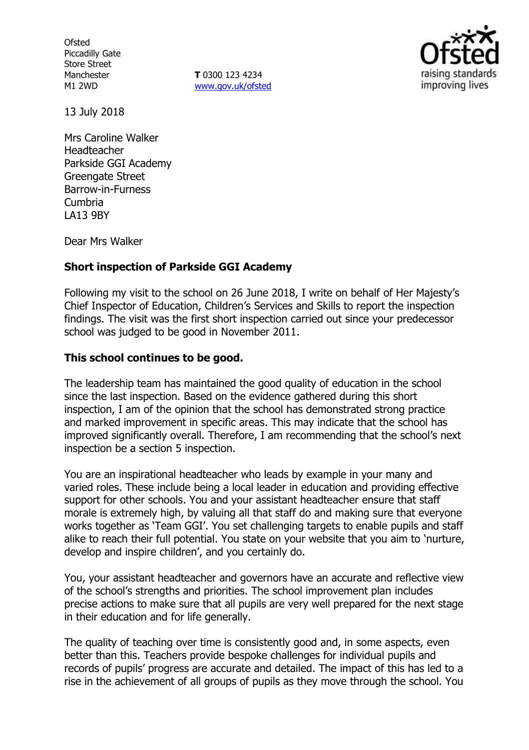Ofsted
Piccadilly Gate
Store Street
Manchester
M1 2WD

**T** 0300 123 4234
www.gov.uk/ofsted

13 July 2018

Mrs Caroline Walker
Headteacher
Parkside GGI Academy
Greengate Street
Barrow-in-Furness
Cumbria
LA13 9BY

Dear Mrs Walker

**Short inspection of Parkside GGI Academy**

Following my visit to the school on 26 June 2018, I write on behalf of Her Majesty's Chief Inspector of Education, Children's Services and Skills to report the inspection findings. The visit was the first short inspection carried out since your predecessor school was judged to be good in November 2011.

**This school continues to be good.**

The leadership team has maintained the good quality of education in the school since the last inspection. Based on the evidence gathered during this short inspection, I am of the opinion that the school has demonstrated strong practice and marked improvement in specific areas. This may indicate that the school has improved significantly overall. Therefore, I am recommending that the school's next inspection be a section 5 inspection.

You are an inspirational headteacher who leads by example in your many and varied roles. These include being a local leader in education and providing effective support for other schools. You and your assistant headteacher ensure that staff morale is extremely high, by valuing all that staff do and making sure that everyone works together as 'Team GGI'. You set challenging targets to enable pupils and staff alike to reach their full potential. You state on your website that you aim to 'nurture, develop and inspire children', and you certainly do.

You, your assistant headteacher and governors have an accurate and reflective view of the school's strengths and priorities. The school improvement plan includes precise actions to make sure that all pupils are very well prepared for the next stage in their education and for life generally.

The quality of teaching over time is consistently good and, in some aspects, even better than this. Teachers provide bespoke challenges for individual pupils and records of pupils' progress are accurate and detailed. The impact of this has led to a rise in the achievement of all groups of pupils as they move through the school. You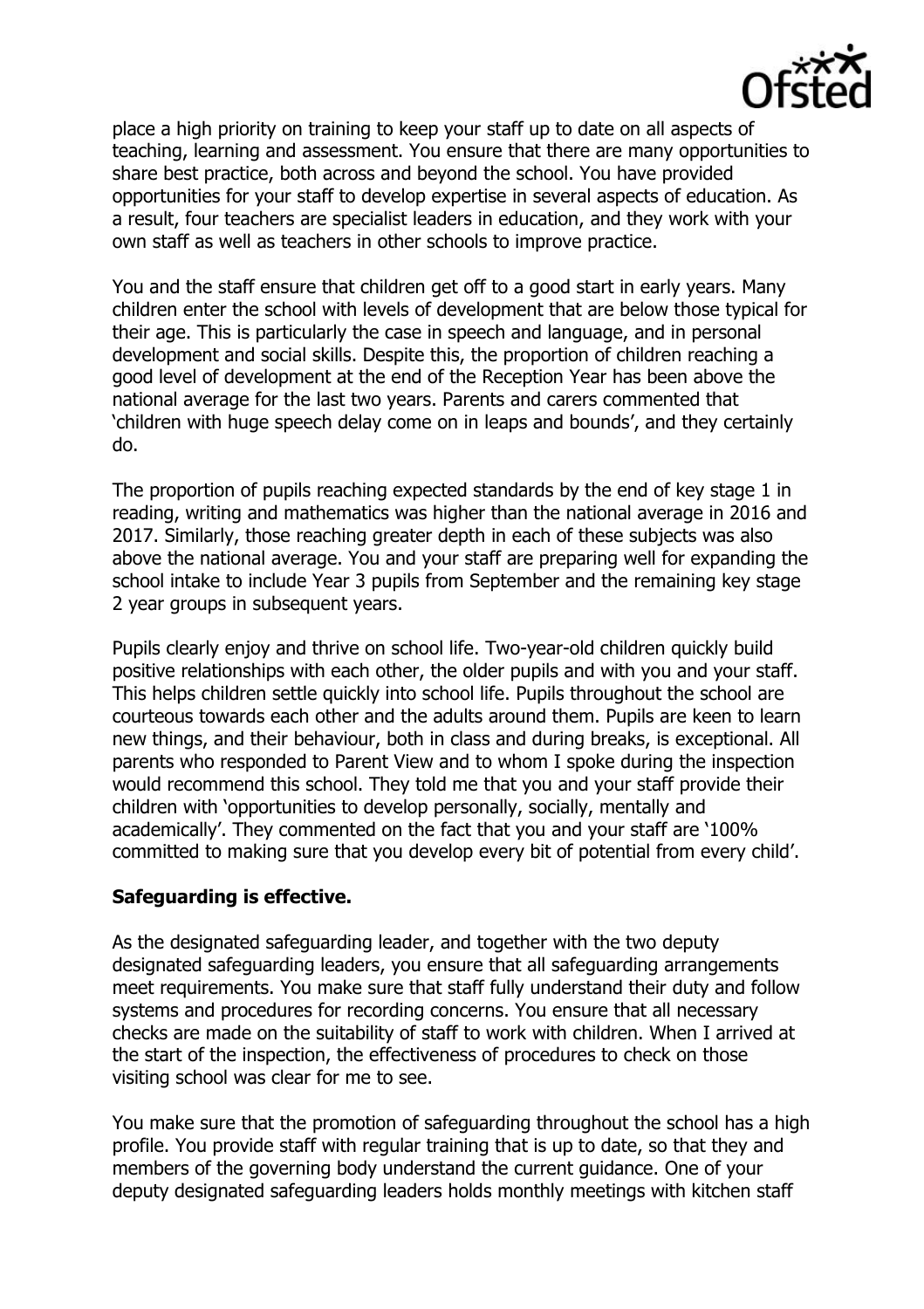place a high priority on training to keep your staff up to date on all aspects of teaching, learning and assessment. You ensure that there are many opportunities to share best practice, both across and beyond the school. You have provided opportunities for your staff to develop expertise in several aspects of education. As a result, four teachers are specialist leaders in education, and they work with your own staff as well as teachers in other schools to improve practice.

You and the staff ensure that children get off to a good start in early years. Many children enter the school with levels of development that are below those typical for their age. This is particularly the case in speech and language, and in personal development and social skills. Despite this, the proportion of children reaching a good level of development at the end of the Reception Year has been above the national average for the last two years. Parents and carers commented that 'children with huge speech delay come on in leaps and bounds', and they certainly do.

The proportion of pupils reaching expected standards by the end of key stage 1 in reading, writing and mathematics was higher than the national average in 2016 and 2017. Similarly, those reaching greater depth in each of these subjects was also above the national average. You and your staff are preparing well for expanding the school intake to include Year 3 pupils from September and the remaining key stage 2 year groups in subsequent years.

Pupils clearly enjoy and thrive on school life. Two-year-old children quickly build positive relationships with each other, the older pupils and with you and your staff. This helps children settle quickly into school life. Pupils throughout the school are courteous towards each other and the adults around them. Pupils are keen to learn new things, and their behaviour, both in class and during breaks, is exceptional. All parents who responded to Parent View and to whom I spoke during the inspection would recommend this school. They told me that you and your staff provide their children with 'opportunities to develop personally, socially, mentally and academically'. They commented on the fact that you and your staff are '100% committed to making sure that you develop every bit of potential from every child'.

**Safeguarding is effective.**

As the designated safeguarding leader, and together with the two deputy designated safeguarding leaders, you ensure that all safeguarding arrangements meet requirements. You make sure that staff fully understand their duty and follow systems and procedures for recording concerns. You ensure that all necessary checks are made on the suitability of staff to work with children. When I arrived at the start of the inspection, the effectiveness of procedures to check on those visiting school was clear for me to see.

You make sure that the promotion of safeguarding throughout the school has a high profile. You provide staff with regular training that is up to date, so that they and members of the governing body understand the current guidance. One of your deputy designated safeguarding leaders holds monthly meetings with kitchen staff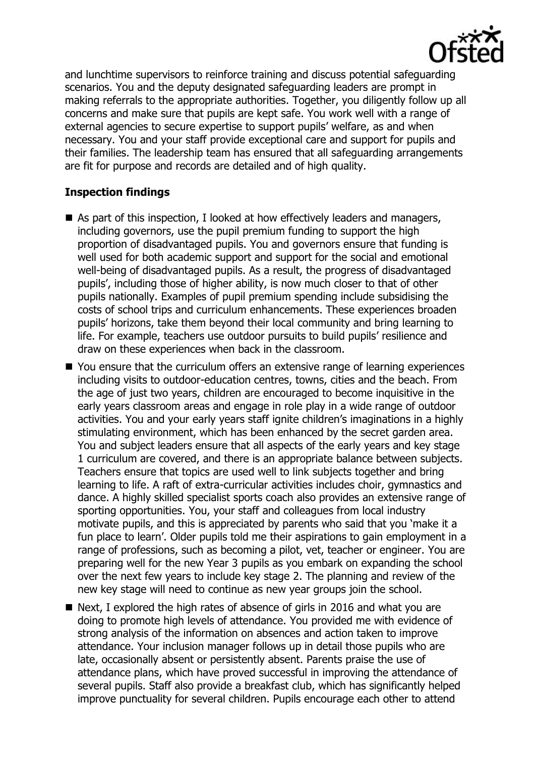and lunchtime supervisors to reinforce training and discuss potential safeguarding scenarios. You and the deputy designated safeguarding leaders are prompt in making referrals to the appropriate authorities. Together, you diligently follow up all concerns and make sure that pupils are kept safe. You work well with a range of external agencies to secure expertise to support pupils' welfare, as and when necessary. You and your staff provide exceptional care and support for pupils and their families. The leadership team has ensured that all safeguarding arrangements are fit for purpose and records are detailed and of high quality.

**Inspection findings**

- As part of this inspection, I looked at how effectively leaders and managers, including governors, use the pupil premium funding to support the high proportion of disadvantaged pupils. You and governors ensure that funding is well used for both academic support and support for the social and emotional well-being of disadvantaged pupils. As a result, the progress of disadvantaged pupils', including those of higher ability, is now much closer to that of other pupils nationally. Examples of pupil premium spending include subsidising the costs of school trips and curriculum enhancements. These experiences broaden pupils' horizons, take them beyond their local community and bring learning to life. For example, teachers use outdoor pursuits to build pupils' resilience and draw on these experiences when back in the classroom.
- You ensure that the curriculum offers an extensive range of learning experiences including visits to outdoor-education centres, towns, cities and the beach. From the age of just two years, children are encouraged to become inquisitive in the early years classroom areas and engage in role play in a wide range of outdoor activities. You and your early years staff ignite children's imaginations in a highly stimulating environment, which has been enhanced by the secret garden area. You and subject leaders ensure that all aspects of the early years and key stage 1 curriculum are covered, and there is an appropriate balance between subjects. Teachers ensure that topics are used well to link subjects together and bring learning to life. A raft of extra-curricular activities includes choir, gymnastics and dance. A highly skilled specialist sports coach also provides an extensive range of sporting opportunities. You, your staff and colleagues from local industry motivate pupils, and this is appreciated by parents who said that you 'make it a fun place to learn'. Older pupils told me their aspirations to gain employment in a range of professions, such as becoming a pilot, vet, teacher or engineer. You are preparing well for the new Year 3 pupils as you embark on expanding the school over the next few years to include key stage 2. The planning and review of the new key stage will need to continue as new year groups join the school.
- Next, I explored the high rates of absence of girls in 2016 and what you are doing to promote high levels of attendance. You provided me with evidence of strong analysis of the information on absences and action taken to improve attendance. Your inclusion manager follows up in detail those pupils who are late, occasionally absent or persistently absent. Parents praise the use of attendance plans, which have proved successful in improving the attendance of several pupils. Staff also provide a breakfast club, which has significantly helped improve punctuality for several children. Pupils encourage each other to attend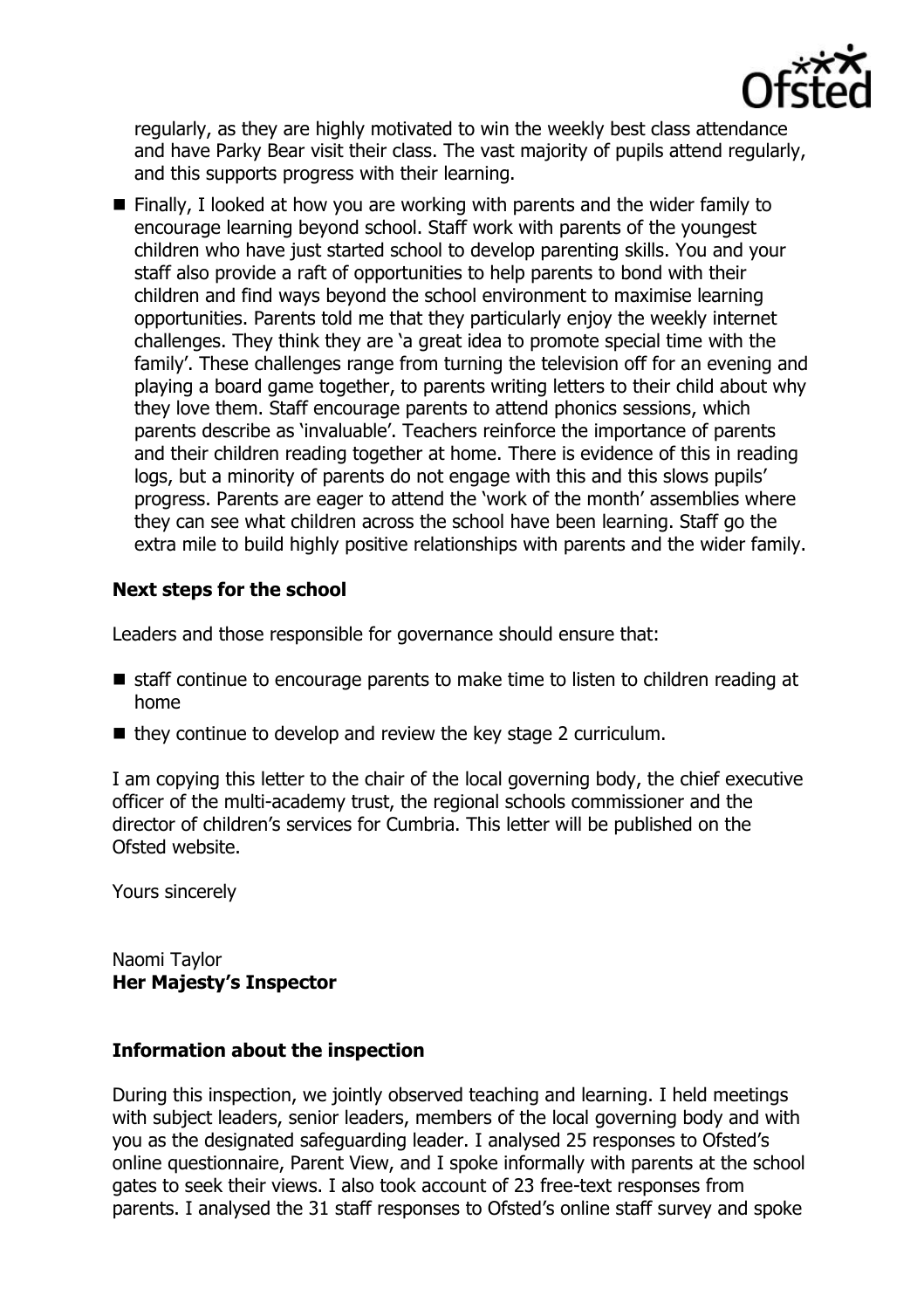regularly, as they are highly motivated to win the weekly best class attendance and have Parky Bear visit their class. The vast majority of pupils attend regularly, and this supports progress with their learning.

- Finally, I looked at how you are working with parents and the wider family to encourage learning beyond school. Staff work with parents of the youngest children who have just started school to develop parenting skills. You and your staff also provide a raft of opportunities to help parents to bond with their children and find ways beyond the school environment to maximise learning opportunities. Parents told me that they particularly enjoy the weekly internet challenges. They think they are 'a great idea to promote special time with the family'. These challenges range from turning the television off for an evening and playing a board game together, to parents writing letters to their child about why they love them. Staff encourage parents to attend phonics sessions, which parents describe as 'invaluable'. Teachers reinforce the importance of parents and their children reading together at home. There is evidence of this in reading logs, but a minority of parents do not engage with this and this slows pupils' progress. Parents are eager to attend the 'work of the month' assemblies where they can see what children across the school have been learning. Staff go the extra mile to build highly positive relationships with parents and the wider family.

### Next steps for the school

Leaders and those responsible for governance should ensure that:

- staff continue to encourage parents to make time to listen to children reading at home
- they continue to develop and review the key stage 2 curriculum.

I am copying this letter to the chair of the local governing body, the chief executive officer of the multi-academy trust, the regional schools commissioner and the director of children's services for Cumbria. This letter will be published on the Ofsted website.

Yours sincerely

Naomi Taylor
**Her Majesty's Inspector**

### Information about the inspection

During this inspection, we jointly observed teaching and learning. I held meetings with subject leaders, senior leaders, members of the local governing body and with you as the designated safeguarding leader. I analysed 25 responses to Ofsted's online questionnaire, Parent View, and I spoke informally with parents at the school gates to seek their views. I also took account of 23 free-text responses from parents. I analysed the 31 staff responses to Ofsted's online staff survey and spoke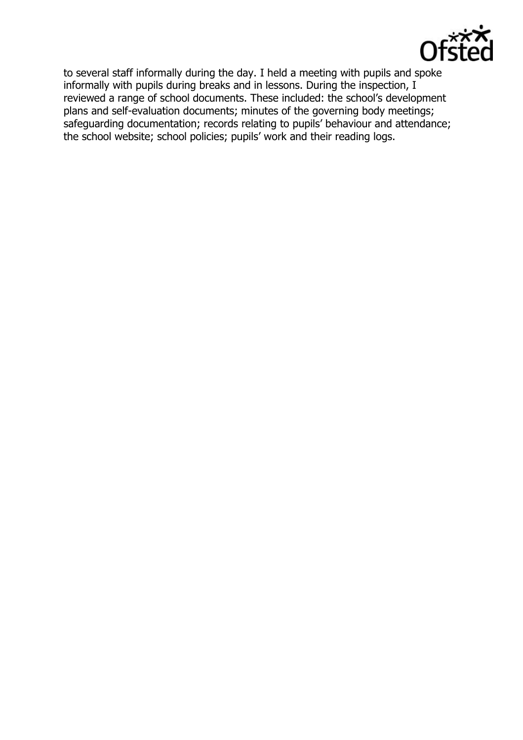to several staff informally during the day. I held a meeting with pupils and spoke informally with pupils during breaks and in lessons. During the inspection, I reviewed a range of school documents. These included: the school's development plans and self-evaluation documents; minutes of the governing body meetings; safeguarding documentation; records relating to pupils' behaviour and attendance; the school website; school policies; pupils' work and their reading logs.